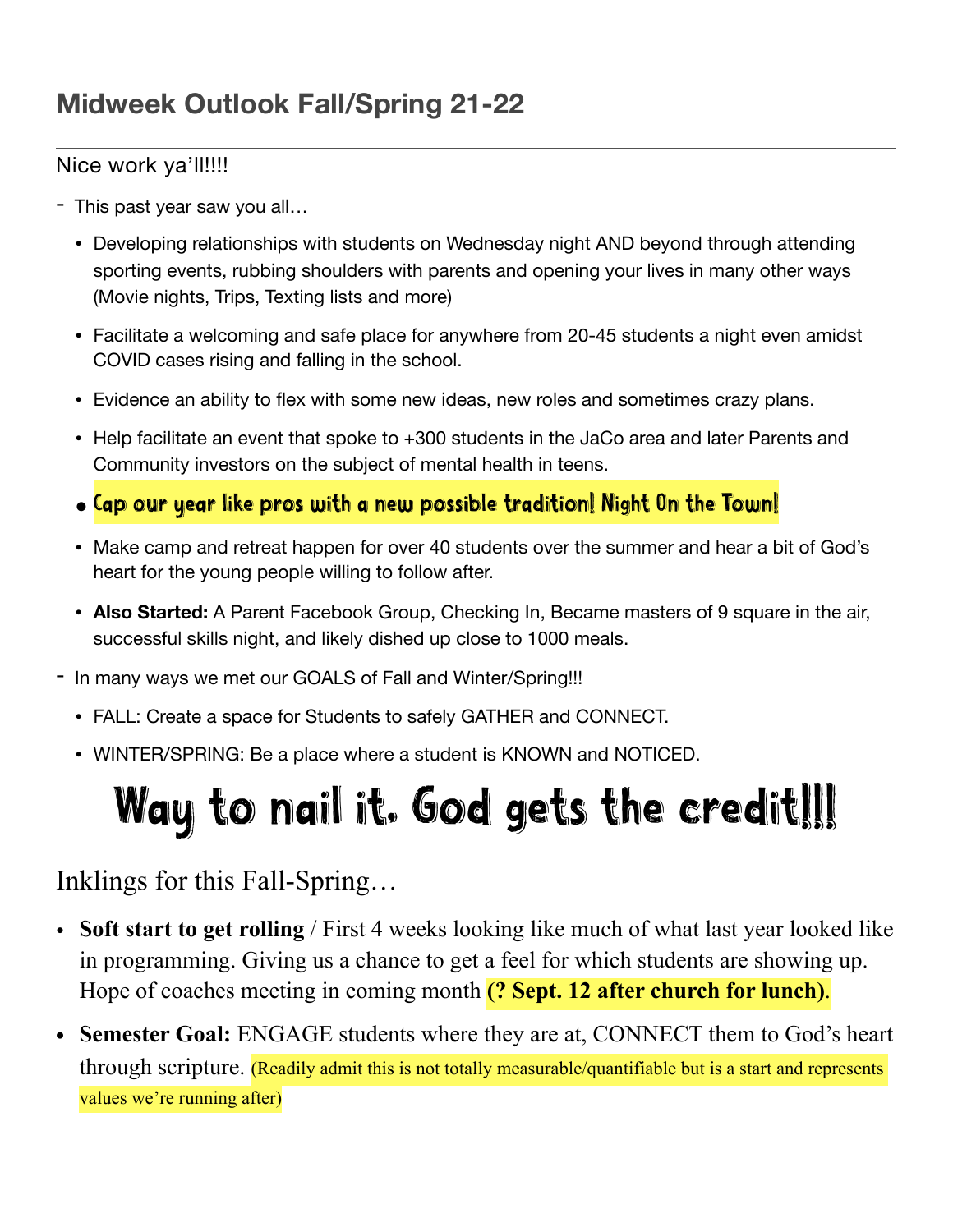# Midweek Outlook Fall/Spring 21-22

Nice work ya'll!!!!

- This past year saw you all…
  - Developing relationships with students on Wednesday night AND beyond through attending sporting events, rubbing shoulders with parents and opening your lives in many other ways (Movie nights, Trips, Texting lists and more)
  - Facilitate a welcoming and safe place for anywhere from 20-45 students a night even amidst COVID cases rising and falling in the school.
  - Evidence an ability to flex with some new ideas, new roles and sometimes crazy plans.
  - Help facilitate an event that spoke to +300 students in the JaCo area and later Parents and Community investors on the subject of mental health in teens.
  - Cap our year like pros with a new possible tradition! Night On the Town!
  - Make camp and retreat happen for over 40 students over the summer and hear a bit of God's heart for the young people willing to follow after.
  - **Also Started:** A Parent Facebook Group, Checking In, Became masters of 9 square in the air, successful skills night, and likely dished up close to 1000 meals.
- In many ways we met our GOALS of Fall and Winter/Spring!!!
  - FALL: Create a space for Students to safely GATHER and CONNECT.
  - WINTER/SPRING: Be a place where a student is KNOWN and NOTICED.

## Way to nail it. God gets the credit!!!

Inklings for this Fall-Spring…

- **Soft start to get rolling** / First 4 weeks looking like much of what last year looked like in programming. Giving us a chance to get a feel for which students are showing up. Hope of coaches meeting in coming month **(? Sept. 12 after church for lunch)**.
- **Semester Goal:** ENGAGE students where they are at, CONNECT them to God's heart through scripture. (Readily admit this is not totally measurable/quantifiable but is a start and represents values we're running after)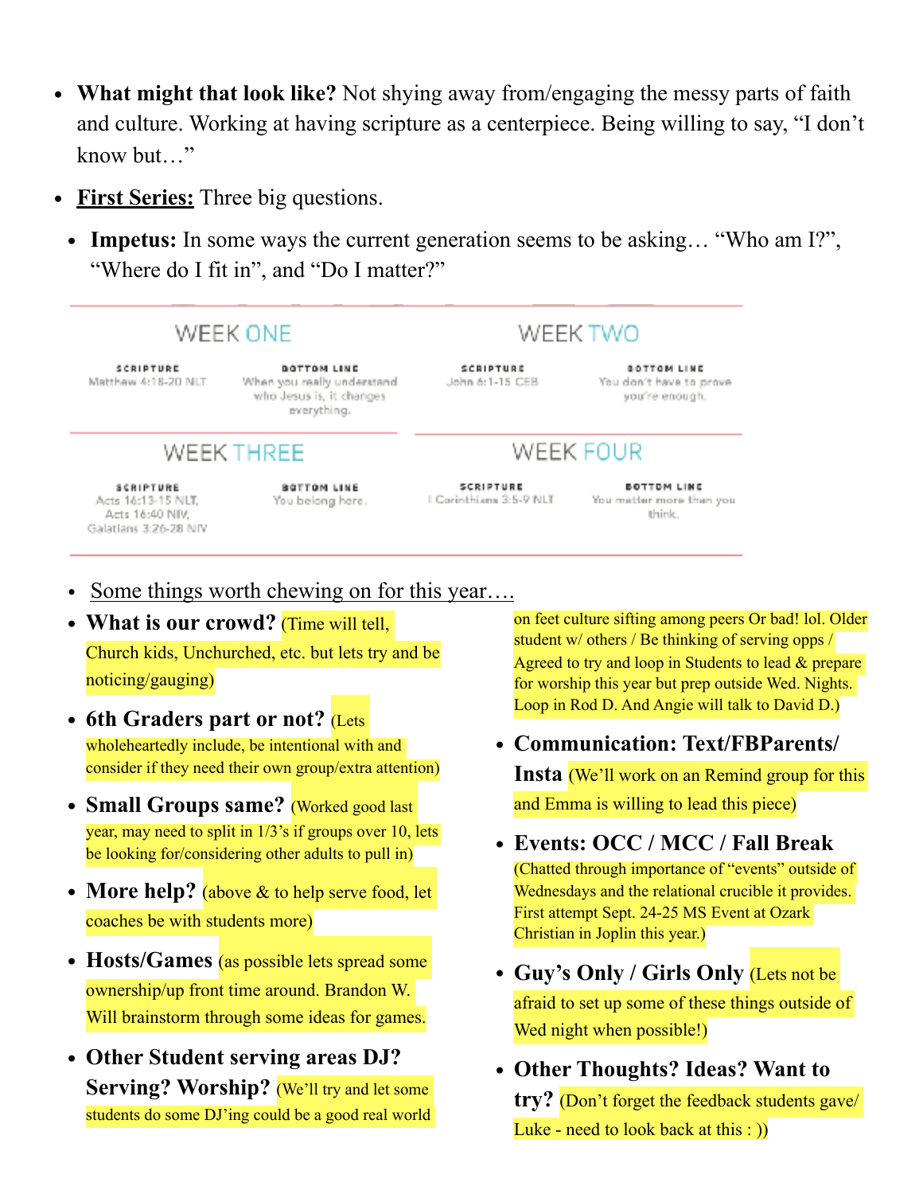- **What might that look like?** Not shying away from/engaging the messy parts of faith and culture. Working at having scripture as a centerpiece. Being willing to say, "I don't know but…"
- **First Series:** Three big questions.
  - **Impetus:** In some ways the current generation seems to be asking… "Who am I?", "Where do I fit in", and "Do I matter?"

| WEEK ONE | | WEEK TWO | |
|---|---|---|---|
| **SCRIPTURE** | **BOTTOM LINE** | **SCRIPTURE** | **BOTTOM LINE** |
| Matthew 4:18-20 NLT | When you really understand who Jesus is, it changes everything. | John 6:1-15 CEB | You don't have to prove you're enough. |
| **WEEK THREE** | | **WEEK FOUR** | |
| **SCRIPTURE** | **BOTTOM LINE** | **SCRIPTURE** | **BOTTOM LINE** |
| Acts 16:13-15 NLT, Acts 16:40 NIV, Galatians 3:26-28 NIV | You belong here. | I Corinthians 3:5-9 NLT | You matter more than you think. |

- Some things worth chewing on for this year….
- **What is our crowd?** (Time will tell, Church kids, Unchurched, etc. but lets try and be noticing/gauging)
- **6th Graders part or not?** (Lets wholeheartedly include, be intentional with and consider if they need their own group/extra attention)
- **Small Groups same?** (Worked good last year, may need to split in 1/3's if groups over 10, lets be looking for/considering other adults to pull in)
- **More help?** (above & to help serve food, let coaches be with students more)
- **Hosts/Games** (as possible lets spread some ownership/up front time around. Brandon W. Will brainstorm through some ideas for games.
- **Other Student serving areas DJ? Serving? Worship?** (We'll try and let some students do some DJ'ing could be a good real world on feet culture sifting among peers Or bad! lol. Older student w/ others / Be thinking of serving opps / Agreed to try and loop in Students to lead & prepare for worship this year but prep outside Wed. Nights. Loop in Rod D. And Angie will talk to David D.)
- **Communication: Text/FBParents/ Insta** (We'll work on an Remind group for this and Emma is willing to lead this piece)
- **Events: OCC / MCC / Fall Break** (Chatted through importance of "events" outside of Wednesdays and the relational crucible it provides. First attempt Sept. 24-25 MS Event at Ozark Christian in Joplin this year.)
- **Guy's Only / Girls Only** (Lets not be afraid to set up some of these things outside of Wed night when possible!)
- **Other Thoughts? Ideas? Want to try?** (Don't forget the feedback students gave/ Luke - need to look back at this : ))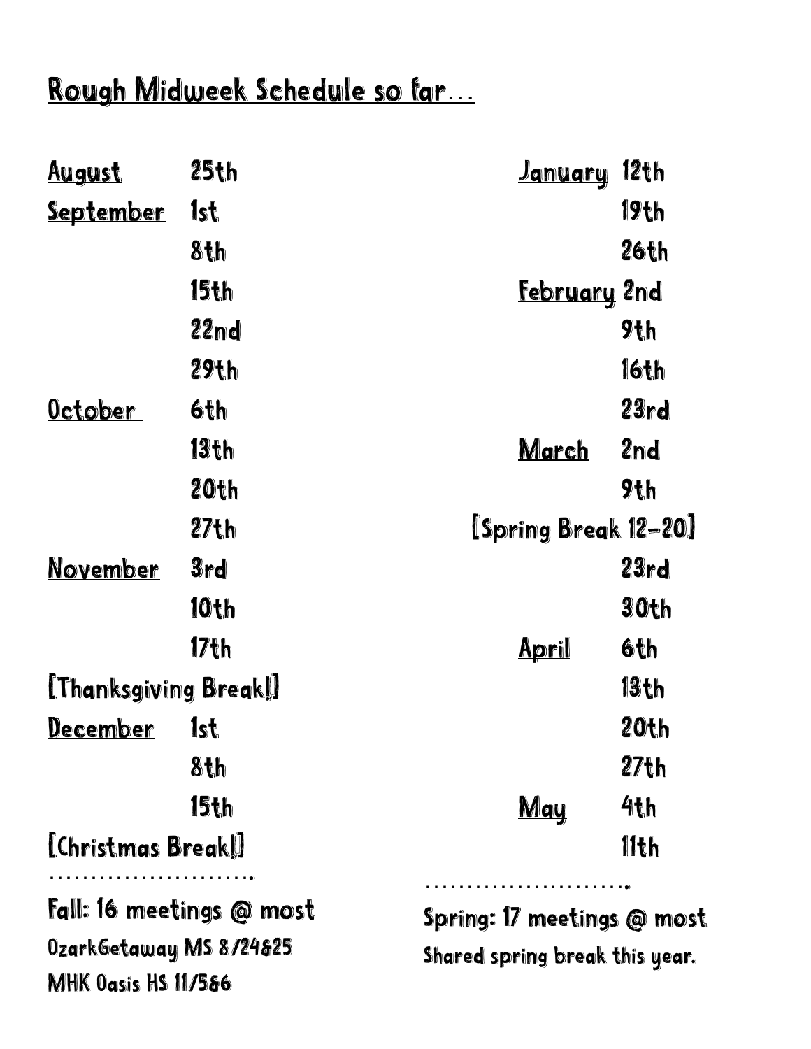# Rough Midweek Schedule so far…

**August** 25th

**September** 1st
8th
15th
22nd
29th

**October** 6th
13th
20th
27th

**November** 3rd
10th
17th

[Thanksgiving Break!]

**December** 1st
8th
15th

[Christmas Break!]

……………………….

Fall: 16 meetings @ most

OzarkGetaway MS 8/24&25

MHK Oasis HS 11/5&6

**January** 12th
19th
26th

**February** 2nd
9th
16th
23rd

**March** 2nd
9th

[Spring Break 12-20]

23rd
30th

**April** 6th
13th
20th
27th

**May** 4th
11th

……………………….

Spring: 17 meetings @ most

Shared spring break this year.